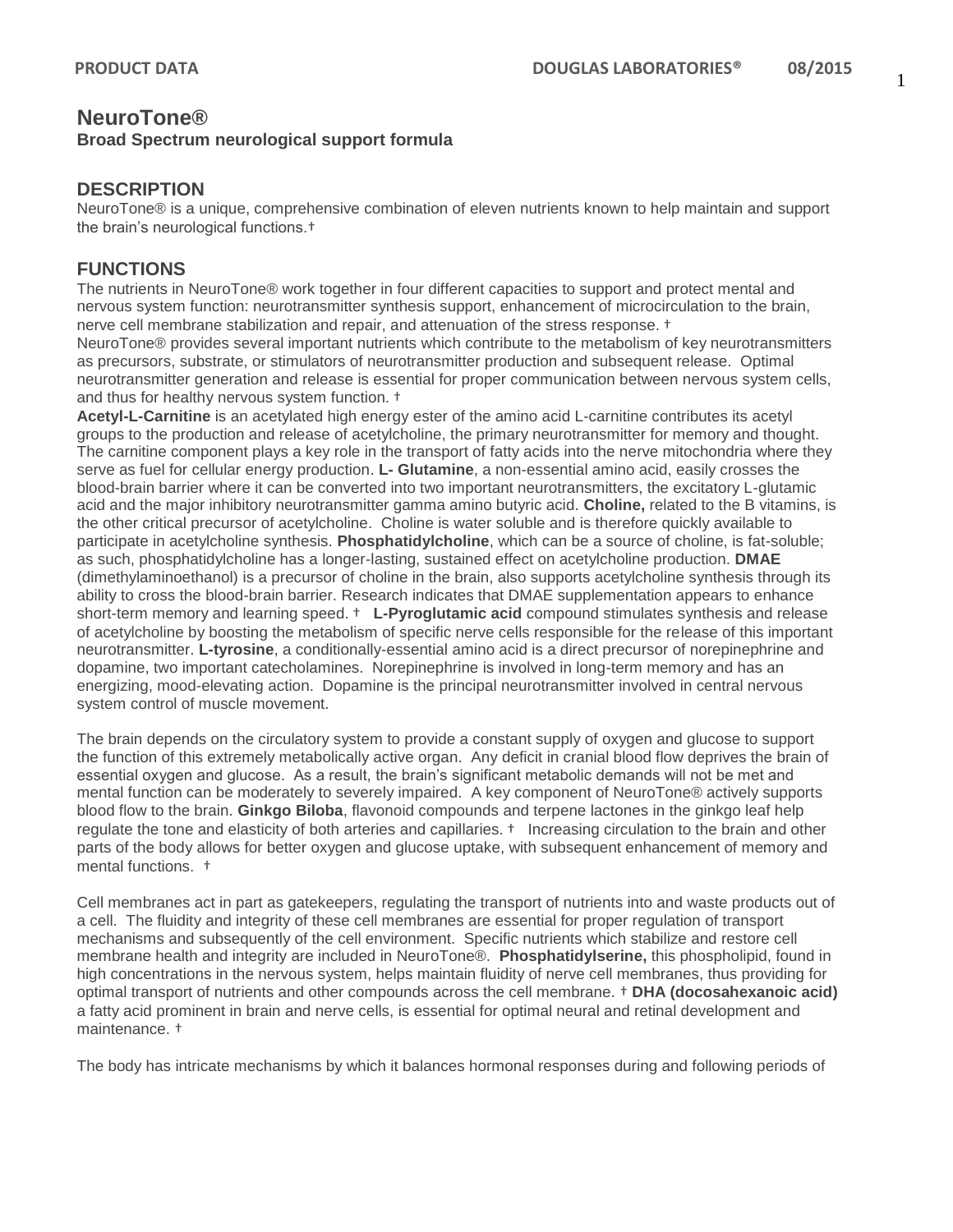# NeuroTone®

**Broad Spectrum neurological support formula**

## DESCRIPTION

NeuroTone® is a unique, comprehensive combination of eleven nutrients known to help maintain and support the brain's neurological functions.†

## FUNCTIONS

The nutrients in NeuroTone® work together in four different capacities to support and protect mental and nervous system function: neurotransmitter synthesis support, enhancement of microcirculation to the brain, nerve cell membrane stabilization and repair, and attenuation of the stress response. †

NeuroTone® provides several important nutrients which contribute to the metabolism of key neurotransmitters as precursors, substrate, or stimulators of neurotransmitter production and subsequent release. Optimal neurotransmitter generation and release is essential for proper communication between nervous system cells, and thus for healthy nervous system function. †

**Acetyl-L-Carnitine** is an acetylated high energy ester of the amino acid L-carnitine contributes its acetyl groups to the production and release of acetylcholine, the primary neurotransmitter for memory and thought. The carnitine component plays a key role in the transport of fatty acids into the nerve mitochondria where they serve as fuel for cellular energy production. **L- Glutamine**, a non-essential amino acid, easily crosses the blood-brain barrier where it can be converted into two important neurotransmitters, the excitatory L-glutamic acid and the major inhibitory neurotransmitter gamma amino butyric acid. **Choline,** related to the B vitamins, is the other critical precursor of acetylcholine. Choline is water soluble and is therefore quickly available to participate in acetylcholine synthesis. **Phosphatidylcholine**, which can be a source of choline, is fat-soluble; as such, phosphatidylcholine has a longer-lasting, sustained effect on acetylcholine production. **DMAE** (dimethylaminoethanol) is a precursor of choline in the brain, also supports acetylcholine synthesis through its ability to cross the blood-brain barrier. Research indicates that DMAE supplementation appears to enhance short-term memory and learning speed. † **L-Pyroglutamic acid** compound stimulates synthesis and release of acetylcholine by boosting the metabolism of specific nerve cells responsible for the release of this important neurotransmitter. **L-tyrosine**, a conditionally-essential amino acid is a direct precursor of norepinephrine and dopamine, two important catecholamines. Norepinephrine is involved in long-term memory and has an energizing, mood-elevating action. Dopamine is the principal neurotransmitter involved in central nervous system control of muscle movement.

The brain depends on the circulatory system to provide a constant supply of oxygen and glucose to support the function of this extremely metabolically active organ. Any deficit in cranial blood flow deprives the brain of essential oxygen and glucose. As a result, the brain's significant metabolic demands will not be met and mental function can be moderately to severely impaired. A key component of NeuroTone® actively supports blood flow to the brain. **Ginkgo Biloba**, flavonoid compounds and terpene lactones in the ginkgo leaf help regulate the tone and elasticity of both arteries and capillaries. † Increasing circulation to the brain and other parts of the body allows for better oxygen and glucose uptake, with subsequent enhancement of memory and mental functions. †

Cell membranes act in part as gatekeepers, regulating the transport of nutrients into and waste products out of a cell. The fluidity and integrity of these cell membranes are essential for proper regulation of transport mechanisms and subsequently of the cell environment. Specific nutrients which stabilize and restore cell membrane health and integrity are included in NeuroTone®. **Phosphatidylserine,** this phospholipid, found in high concentrations in the nervous system, helps maintain fluidity of nerve cell membranes, thus providing for optimal transport of nutrients and other compounds across the cell membrane. † **DHA (docosahexanoic acid)** a fatty acid prominent in brain and nerve cells, is essential for optimal neural and retinal development and maintenance. †

The body has intricate mechanisms by which it balances hormonal responses during and following periods of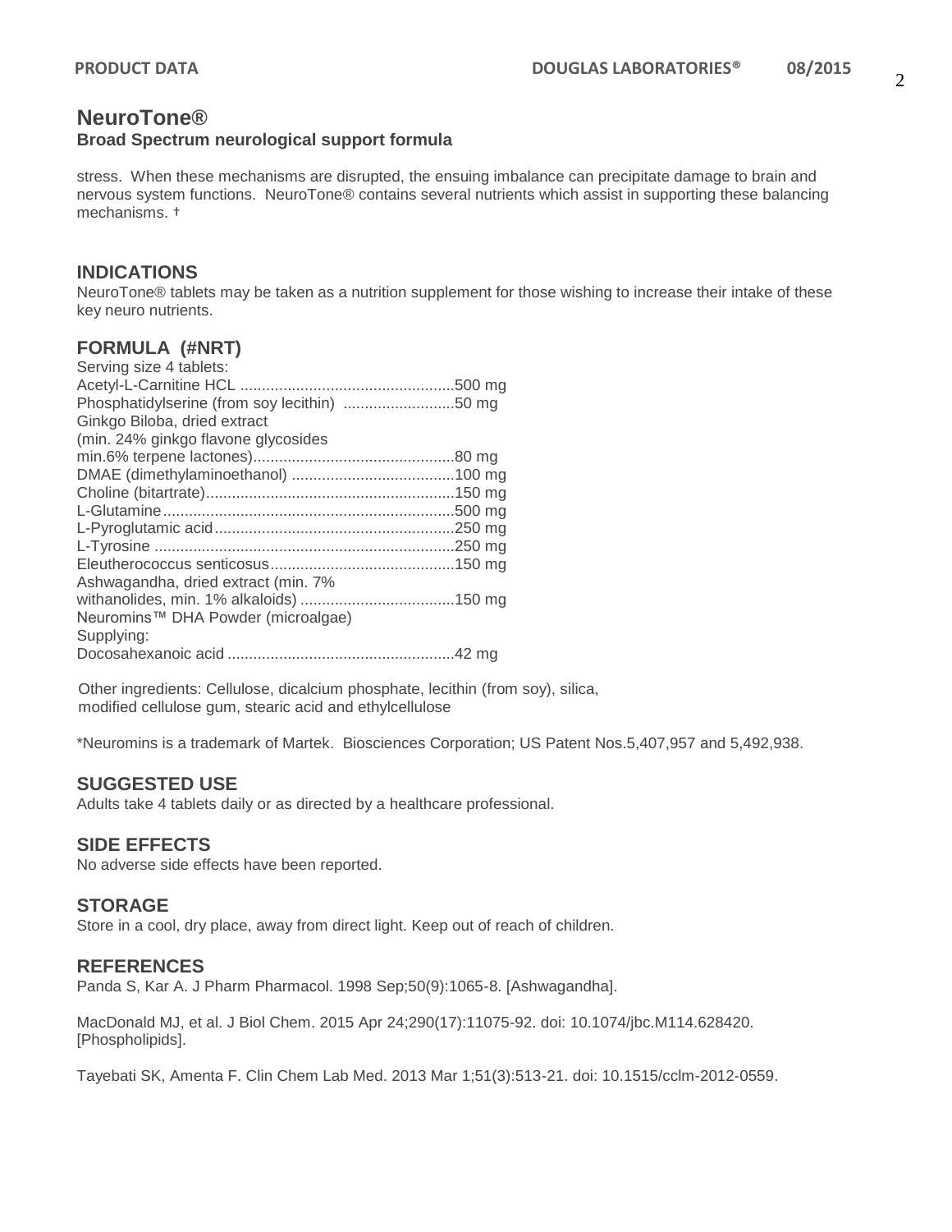## NeuroTone®

**Broad Spectrum neurological support formula**

stress. When these mechanisms are disrupted, the ensuing imbalance can precipitate damage to brain and nervous system functions. NeuroTone® contains several nutrients which assist in supporting these balancing mechanisms. †

## INDICATIONS

NeuroTone® tablets may be taken as a nutrition supplement for those wishing to increase their intake of these key neuro nutrients.

## FORMULA (#NRT)

Serving size 4 tablets:

| Ingredient | Amount |
|---|---|
| Acetyl-L-Carnitine HCL | 500 mg |
| Phosphatidylserine (from soy lecithin) | 50 mg |
| Ginkgo Biloba, dried extract (min. 24% ginkgo flavone glycosides min.6% terpene lactones) | 80 mg |
| DMAE (dimethylaminoethanol) | 100 mg |
| Choline (bitartrate) | 150 mg |
| L-Glutamine | 500 mg |
| L-Pyroglutamic acid | 250 mg |
| L-Tyrosine | 250 mg |
| Eleutherococcus senticosus | 150 mg |
| Ashwagandha, dried extract (min. 7% withanolides, min. 1% alkaloids) | 150 mg |
| Neuromins™ DHA Powder (microalgae) Supplying: Docosahexanoic acid | 42 mg |

Other ingredients: Cellulose, dicalcium phosphate, lecithin (from soy), silica, modified cellulose gum, stearic acid and ethylcellulose

*Neuromins is a trademark of Martek. Biosciences Corporation; US Patent Nos.5,407,957 and 5,492,938.

## SUGGESTED USE

Adults take 4 tablets daily or as directed by a healthcare professional.

## SIDE EFFECTS

No adverse side effects have been reported.

## STORAGE

Store in a cool, dry place, away from direct light. Keep out of reach of children.

## REFERENCES

Panda S, Kar A. J Pharm Pharmacol. 1998 Sep;50(9):1065-8. [Ashwagandha].

MacDonald MJ, et al. J Biol Chem. 2015 Apr 24;290(17):11075-92. doi: 10.1074/jbc.M114.628420. [Phospholipids].

Tayebati SK, Amenta F. Clin Chem Lab Med. 2013 Mar 1;51(3):513-21. doi: 10.1515/cclm-2012-0559.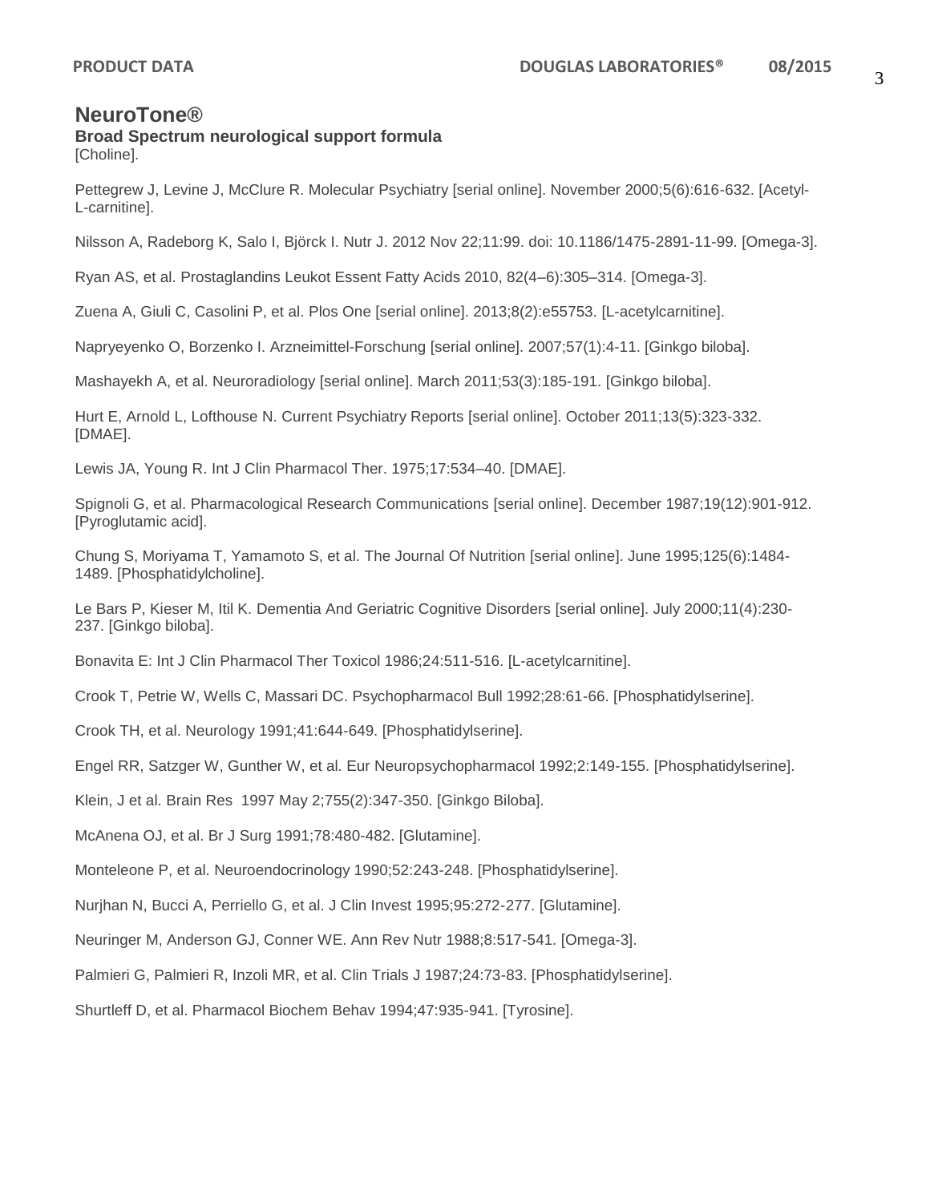# NeuroTone®

**Broad Spectrum neurological support formula**

[Choline].

Pettegrew J, Levine J, McClure R. Molecular Psychiatry [serial online]. November 2000;5(6):616-632. [Acetyl-L-carnitine].

Nilsson A, Radeborg K, Salo I, Björck I. Nutr J. 2012 Nov 22;11:99. doi: 10.1186/1475-2891-11-99. [Omega-3].

Ryan AS, et al. Prostaglandins Leukot Essent Fatty Acids 2010, 82(4–6):305–314. [Omega-3].

Zuena A, Giuli C, Casolini P, et al. Plos One [serial online]. 2013;8(2):e55753. [L-acetylcarnitine].

Napryeyenko O, Borzenko I. Arzneimittel-Forschung [serial online]. 2007;57(1):4-11. [Ginkgo biloba].

Mashayekh A, et al. Neuroradiology [serial online]. March 2011;53(3):185-191. [Ginkgo biloba].

Hurt E, Arnold L, Lofthouse N. Current Psychiatry Reports [serial online]. October 2011;13(5):323-332. [DMAE].

Lewis JA, Young R. Int J Clin Pharmacol Ther. 1975;17:534–40. [DMAE].

Spignoli G, et al. Pharmacological Research Communications [serial online]. December 1987;19(12):901-912. [Pyroglutamic acid].

Chung S, Moriyama T, Yamamoto S, et al. The Journal Of Nutrition [serial online]. June 1995;125(6):1484-1489. [Phosphatidylcholine].

Le Bars P, Kieser M, Itil K. Dementia And Geriatric Cognitive Disorders [serial online]. July 2000;11(4):230-237. [Ginkgo biloba].

Bonavita E: Int J Clin Pharmacol Ther Toxicol 1986;24:511-516. [L-acetylcarnitine].

Crook T, Petrie W, Wells C, Massari DC. Psychopharmacol Bull 1992;28:61-66. [Phosphatidylserine].

Crook TH, et al. Neurology 1991;41:644-649. [Phosphatidylserine].

Engel RR, Satzger W, Gunther W, et al. Eur Neuropsychopharmacol 1992;2:149-155. [Phosphatidylserine].

Klein, J et al. Brain Res 1997 May 2;755(2):347-350. [Ginkgo Biloba].

McAnena OJ, et al. Br J Surg 1991;78:480-482. [Glutamine].

Monteleone P, et al. Neuroendocrinology 1990;52:243-248. [Phosphatidylserine].

Nurjhan N, Bucci A, Perriello G, et al. J Clin Invest 1995;95:272-277. [Glutamine].

Neuringer M, Anderson GJ, Conner WE. Ann Rev Nutr 1988;8:517-541. [Omega-3].

Palmieri G, Palmieri R, Inzoli MR, et al. Clin Trials J 1987;24:73-83. [Phosphatidylserine].

Shurtleff D, et al. Pharmacol Biochem Behav 1994;47:935-941. [Tyrosine].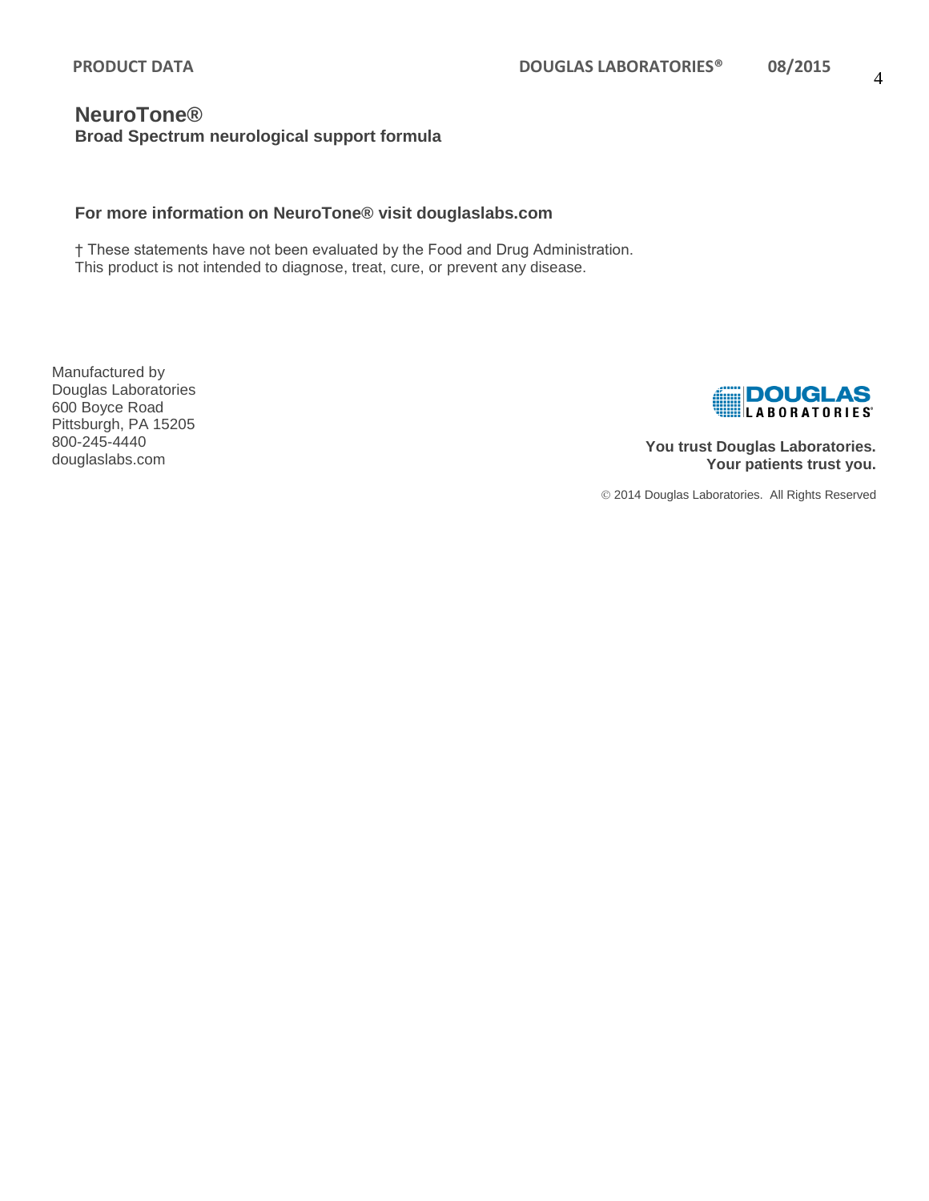## NeuroTone®

**Broad Spectrum neurological support formula**

**For more information on NeuroTone® visit douglaslabs.com**

† These statements have not been evaluated by the Food and Drug Administration.
This product is not intended to diagnose, treat, cure, or prevent any disease.

Manufactured by
Douglas Laboratories
600 Boyce Road
Pittsburgh, PA 15205
800-245-4440
douglaslabs.com

**You trust Douglas Laboratories.
Your patients trust you.**

© 2014 Douglas Laboratories. All Rights Reserved